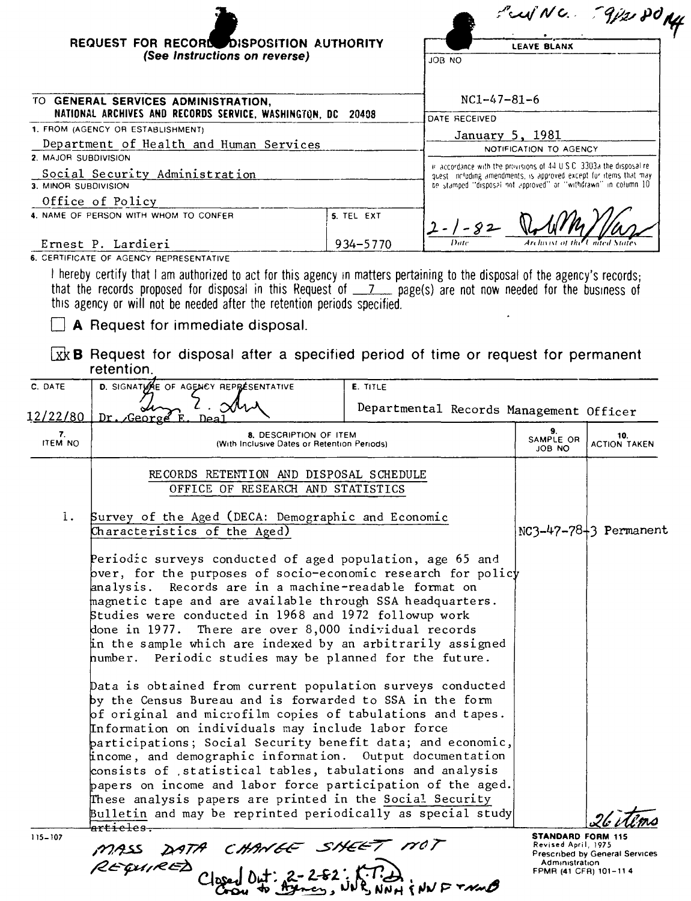Req NC. 9/12/80 N4

**REQUEST FOR RECORDS DISPOSITION AUTHORITY**
*(See Instructions on reverse)*

| LEAVE BLANK |
|---|
| JOB NO |
| NC1-47-81-6 |
| DATE RECEIVED |
| January 5, 1981 |
| NOTIFICATION TO AGENCY |
| In accordance with the provisions of 44 U.S.C. 3303a the disposal request, including amendments, is approved except for items that may be stamped "disposal not approved" or "withdrawn" in column 10 |
| 2-1-82 (signature) Date / Archivist of the United States |

TO **GENERAL SERVICES ADMINISTRATION, NATIONAL ARCHIVES AND RECORDS SERVICE, WASHINGTON, DC 20408**

1. FROM (AGENCY OR ESTABLISHMENT)
Department of Health and Human Services

2. MAJOR SUBDIVISION
Social Security Administration

3. MINOR SUBDIVISION
Office of Policy

4. NAME OF PERSON WITH WHOM TO CONFER
Ernest P. Lardieri

5. TEL EXT
934-5770

6. CERTIFICATE OF AGENCY REPRESENTATIVE

I hereby certify that I am authorized to act for this agency in matters pertaining to the disposal of the agency's records; that the records proposed for disposal in this Request of 7 page(s) are not now needed for the business of this agency or will not be needed after the retention periods specified.

☐ **A** Request for immediate disposal.

☒ **B** Request for disposal after a specified period of time or request for permanent retention.

| C. DATE | D. SIGNATURE OF AGENCY REPRESENTATIVE | E. TITLE |
|---|---|---|
| 12/22/80 | Dr. George E. Deal | Departmental Records Management Officer |

| 7. ITEM NO | 8. DESCRIPTION OF ITEM (With Inclusive Dates or Retention Periods) | 9. SAMPLE OR JOB NO | 10. ACTION TAKEN |
|---|---|---|---|
| | RECORDS RETENTION AND DISPOSAL SCHEDULE<br>OFFICE OF RESEARCH AND STATISTICS | | |
| 1. | Survey of the Aged (DECA: Demographic and Economic Characteristics of the Aged)<br><br>Periodic surveys conducted of aged population, age 65 and over, for the purposes of socio-economic research for policy analysis. Records are in a machine-readable format on magnetic tape and are available through SSA headquarters. Studies were conducted in 1968 and 1972 followup work done in 1977. There are over 8,000 individual records in the sample which are indexed by an arbitrarily assigned number. Periodic studies may be planned for the future.<br><br>Data is obtained from current population surveys conducted by the Census Bureau and is forwarded to SSA in the form of original and microfilm copies of tabulations and tapes. Information on individuals may include labor force participations; Social Security benefit data; and economic, income, and demographic information. Output documentation consists of statistical tables, tabulations and analysis papers on income and labor force participation of the aged. These analysis papers are printed in the Social Security Bulletin and may be reprinted periodically as special study ~~articles.~~ | NC3-47-78-3 | Permanent |
| | | | 26 items |

115-107

MASS DATA CHANGE SHEET NOT REQUIRED

Closed Out: 2-2-82. K.T.D. Copy to Agency, NNR, NNH & NNF-NMB

**STANDARD FORM 115**
Revised April, 1975
Prescribed by General Services Administration
FPMR (41 CFR) 101-11.4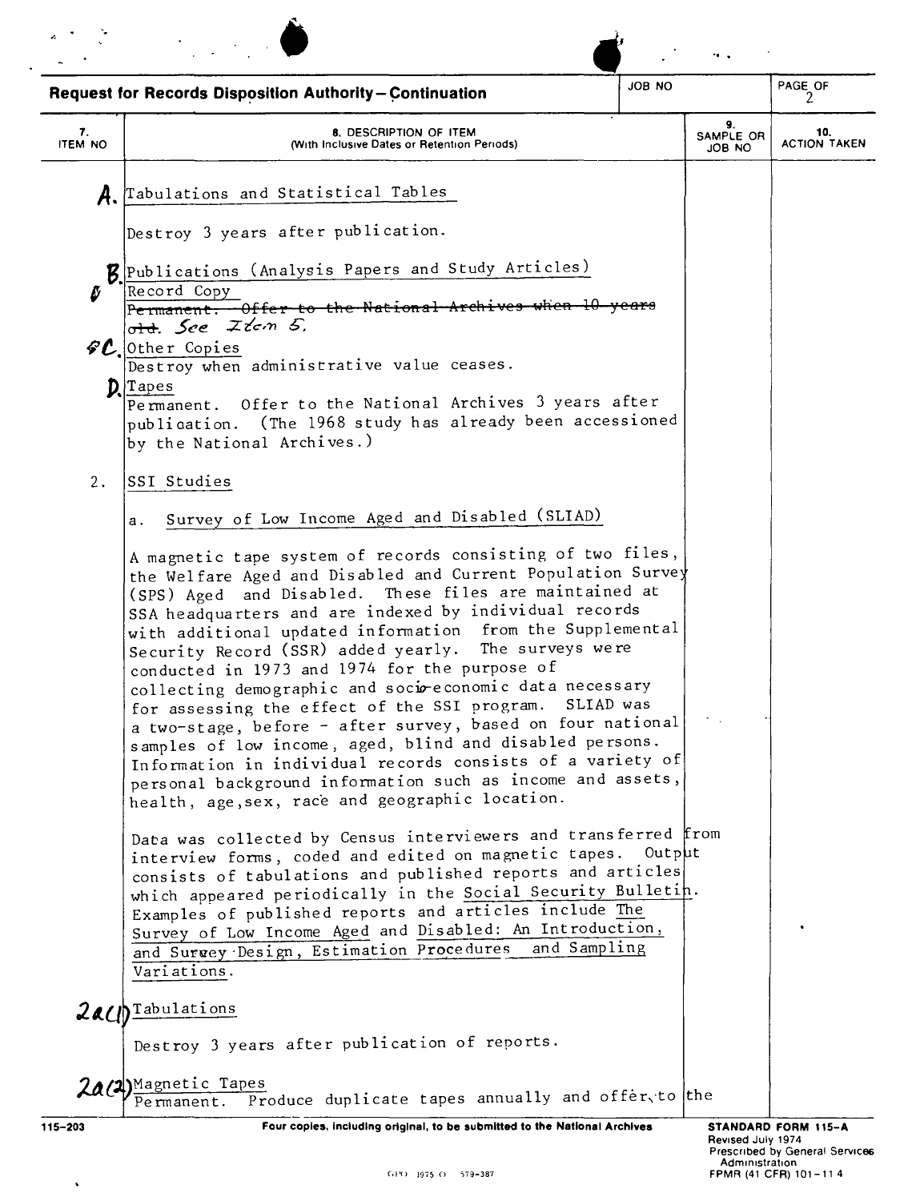**Request for Records Disposition Authority—Continuation**

| 7. ITEM NO | 8. DESCRIPTION OF ITEM (With Inclusive Dates or Retention Periods) | 9. SAMPLE OR JOB NO | 10. ACTION TAKEN |
|---|---|---|---|
| A. | Tabulations and Statistical Tables<br><br>Destroy 3 years after publication. | | |
| B. | Publications (Analysis Papers and Study Articles) | | |
| B | Record Copy<br>~~Permanent. Offer to the National Archives when 10 years old.~~ *See Item 5.* | | |
| C. | Other Copies<br>Destroy when administrative value ceases. | | |
| D. | Tapes<br>Permanent. Offer to the National Archives 3 years after publication. (The 1968 study has already been accessioned by the National Archives.) | | |
| 2. | SSI Studies<br><br>a. Survey of Low Income Aged and Disabled (SLIAD)<br><br>A magnetic tape system of records consisting of two files, the Welfare Aged and Disabled and Current Population Survey (SPS) Aged and Disabled. These files are maintained at SSA headquarters and are indexed by individual records with additional updated information from the Supplemental Security Record (SSR) added yearly. The surveys were conducted in 1973 and 1974 for the purpose of collecting demographic and socio-economic data necessary for assessing the effect of the SSI program. SLIAD was a two-stage, before - after survey, based on four national samples of low income, aged, blind and disabled persons. Information in individual records consists of a variety of personal background information such as income and assets, health, age, sex, race and geographic location.<br><br>Data was collected by Census interviewers and transferred from interview forms, coded and edited on magnetic tapes. Output consists of tabulations and published reports and articles which appeared periodically in the Social Security Bulletin. Examples of published reports and articles include The Survey of Low Income Aged and Disabled: An Introduction, and Survey Design, Estimation Procedures and Sampling Variations. | | |
| 2a(1) | Tabulations<br><br>Destroy 3 years after publication of reports. | | |
| 2a(2) | Magnetic Tapes<br>Permanent. Produce duplicate tapes annually and offer to the | | |

115-203 — Four copies, including original, to be submitted to the National Archives

STANDARD FORM 115-A
Revised July 1974
Prescribed by General Services Administration
FPMR (41 CFR) 101-11 4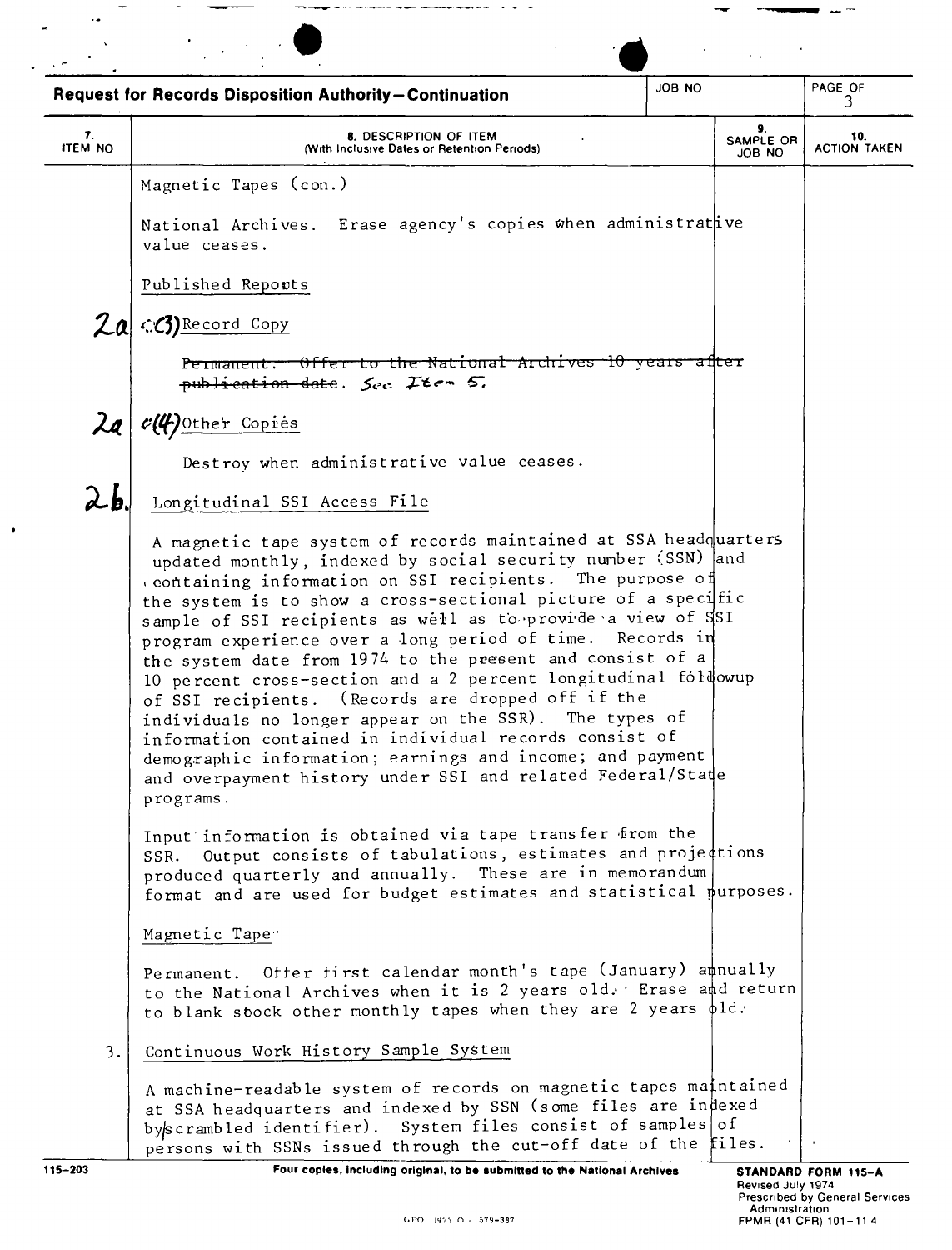## Request for Records Disposition Authority—Continuation

| 7. ITEM NO | 8. DESCRIPTION OF ITEM (With Inclusive Dates or Retention Periods) | 9. SAMPLE OR JOB NO | 10. ACTION TAKEN |
|---|---|---|---|
| | Magnetic Tapes (con.) | | |
| | National Archives. Erase agency's copies when administrative value ceases. | | |
| | Published Reports | | |
| 2a | c(3) Record Copy | | |
| | ~~Permanent. Offer to the National Archives 10 years after publication date.~~ *See Item 5.* | | |
| 2a | c(4) Other Copies | | |
| | Destroy when administrative value ceases. | | |
| 2b. | Longitudinal SSI Access File | | |
| | A magnetic tape system of records maintained at SSA headquarters updated monthly, indexed by social security number (SSN) and containing information on SSI recipients. The purpose of the system is to show a cross-sectional picture of a specific sample of SSI recipients as well as to provide a view of SSI program experience over a long period of time. Records in the system date from 1974 to the present and consist of a 10 percent cross-section and a 2 percent longitudinal followup of SSI recipients. (Records are dropped off if the individuals no longer appear on the SSR). The types of information contained in individual records consist of demographic information; earnings and income; and payment and overpayment history under SSI and related Federal/State programs. | | |
| | Input information is obtained via tape transfer from the SSR. Output consists of tabulations, estimates and projections produced quarterly and annually. These are in memorandum format and are used for budget estimates and statistical purposes. | | |
| | Magnetic Tape | | |
| | Permanent. Offer first calendar month's tape (January) annually to the National Archives when it is 2 years old. Erase and return to blank stock other monthly tapes when they are 2 years old. | | |
| 3. | Continuous Work History Sample System | | |
| | A machine-readable system of records on magnetic tapes maintained at SSA headquarters and indexed by SSN (some files are indexed by scrambled identifier). System files consist of samples of persons with SSNs issued through the cut-off date of the files. | | |

115-203 Four copies, including original, to be submitted to the National Archives

STANDARD FORM 115-A
Revised July 1974
Prescribed by General Services Administration
FPMR (41 CFR) 101-11.4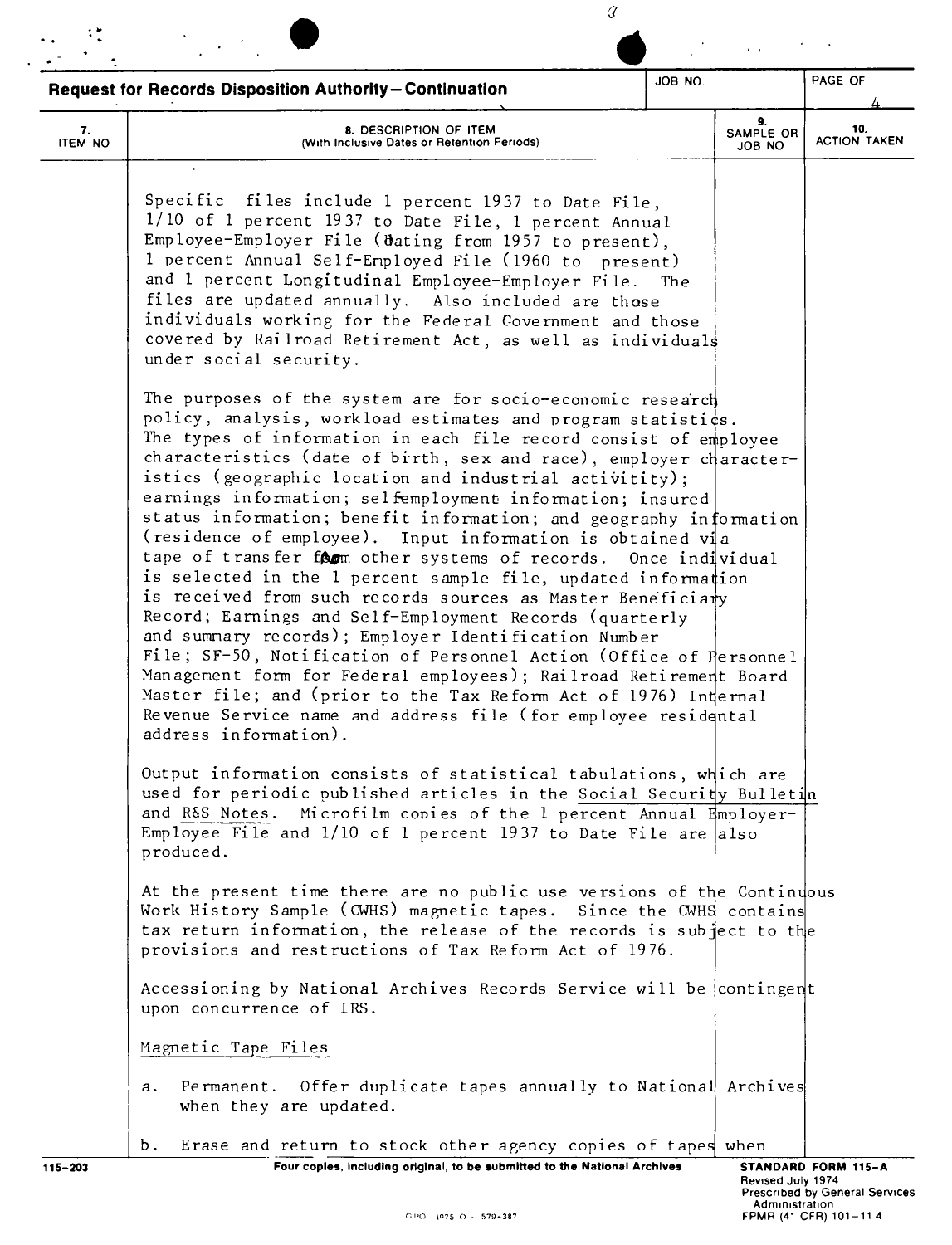## Request for Records Disposition Authority—Continuation

JOB NO. | PAGE 4 OF

| 7. ITEM NO | 8. DESCRIPTION OF ITEM (With Inclusive Dates or Retention Periods) | 9. SAMPLE OR JOB NO | 10. ACTION TAKEN |
|---|---|---|---|

Specific files include 1 percent 1937 to Date File, 1/10 of 1 percent 1937 to Date File, 1 percent Annual Employee-Employer File (dating from 1957 to present), 1 percent Annual Self-Employed File (1960 to present) and 1 percent Longitudinal Employee-Employer File. The files are updated annually. Also included are those individuals working for the Federal Government and those covered by Railroad Retirement Act, as well as individuals under social security.

The purposes of the system are for socio-economic research policy, analysis, workload estimates and program statistics. The types of information in each file record consist of employee characteristics (date of birth, sex and race), employer characteristics (geographic location and industrial activitity); earnings information; selfemployment information; insured status information; benefit information; and geography information (residence of employee). Input information is obtained via tape of transfer from other systems of records. Once individual is selected in the 1 percent sample file, updated information is received from such records sources as Master Beneficiary Record; Earnings and Self-Employment Records (quarterly and summary records); Employer Identification Number File; SF-50, Notification of Personnel Action (Office of Personnel Management form for Federal employees); Railroad Retirement Board Master file; and (prior to the Tax Reform Act of 1976) Internal Revenue Service name and address file (for employee residental address information).

Output information consists of statistical tabulations, which are used for periodic published articles in the Social Security Bulletin and R&S Notes. Microfilm copies of the 1 percent Annual Employer-Employee File and 1/10 of 1 percent 1937 to Date File are also produced.

At the present time there are no public use versions of the Continuous Work History Sample (CWHS) magnetic tapes. Since the CWHS contains tax return information, the release of the records is subject to the provisions and restructions of Tax Reform Act of 1976.

Accessioning by National Archives Records Service will be contingent upon concurrence of IRS.

Magnetic Tape Files

a. Permanent. Offer duplicate tapes annually to National Archives when they are updated.

b. Erase and return to stock other agency copies of tapes when

115-203 — Four copies, including original, to be submitted to the National Archives — STANDARD FORM 115-A, Revised July 1974, Prescribed by General Services Administration, FPMR (41 CFR) 101-11 4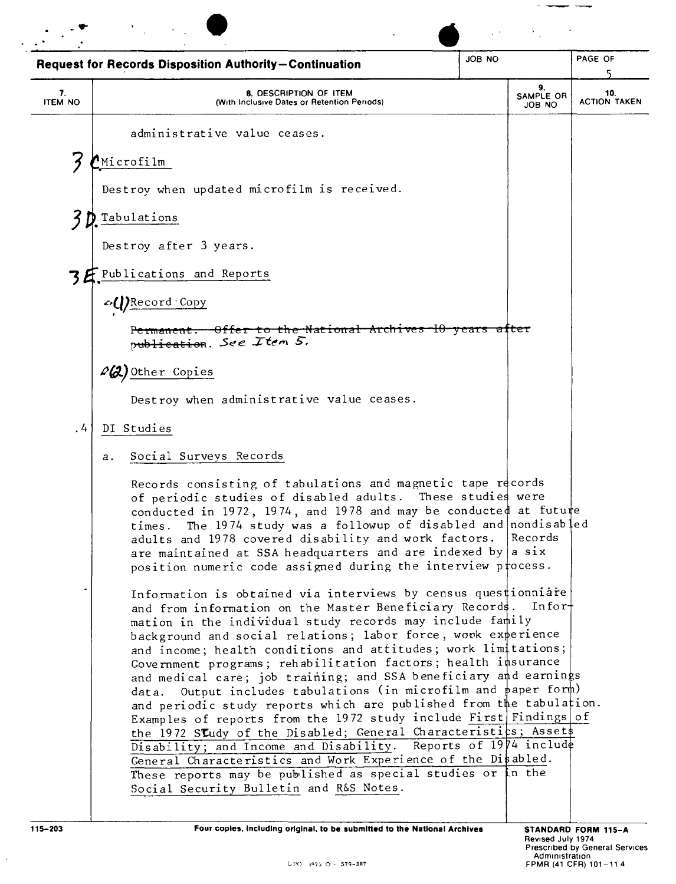**Request for Records Disposition Authority—Continuation**

| 7. ITEM NO | 8. DESCRIPTION OF ITEM (With Inclusive Dates or Retention Periods) | 9. SAMPLE OR JOB NO | 10. ACTION TAKEN |
|---|---|---|---|

administrative value ceases.

3 C. Microfilm

Destroy when updated microfilm is received.

3 D. Tabulations

Destroy after 3 years.

3 E. Publications and Reports

(1) Record Copy

~~Permanent. Offer to the National Archives 10 years after publication~~. See Item 5.

(2) Other Copies

Destroy when administrative value ceases.

.4 DI Studies

a. Social Surveys Records

Records consisting of tabulations and magnetic tape records of periodic studies of disabled adults. These studies were conducted in 1972, 1974, and 1978 and may be conducted at future times. The 1974 study was a followup of disabled and nondisabled adults and 1978 covered disability and work factors. Records are maintained at SSA headquarters and are indexed by a six position numeric code assigned during the interview process.

Information is obtained via interviews by census questionnaire and from information on the Master Beneficiary Records. Information in the individual study records may include family background and social relations; labor force, work experience and income; health conditions and attitudes; work limitations; Government programs; rehabilitation factors; health insurance and medical care; job training; and SSA beneficiary and earnings data. Output includes tabulations (in microfilm and paper form) and periodic study reports which are published from the tabulation. Examples of reports from the 1972 study include First Findings of the 1972 Study of the Disabled; General Characteristics; Assets Disability; and Income and Disability. Reports of 1974 include General Characteristics and Work Experience of the Disabled. These reports may be published as special studies or in the Social Security Bulletin and R&S Notes.

115-203 — Four copies, including original, to be submitted to the National Archives — STANDARD FORM 115-A, Revised July 1974, Prescribed by General Services Administration, FPMR (41 CFR) 101-11.4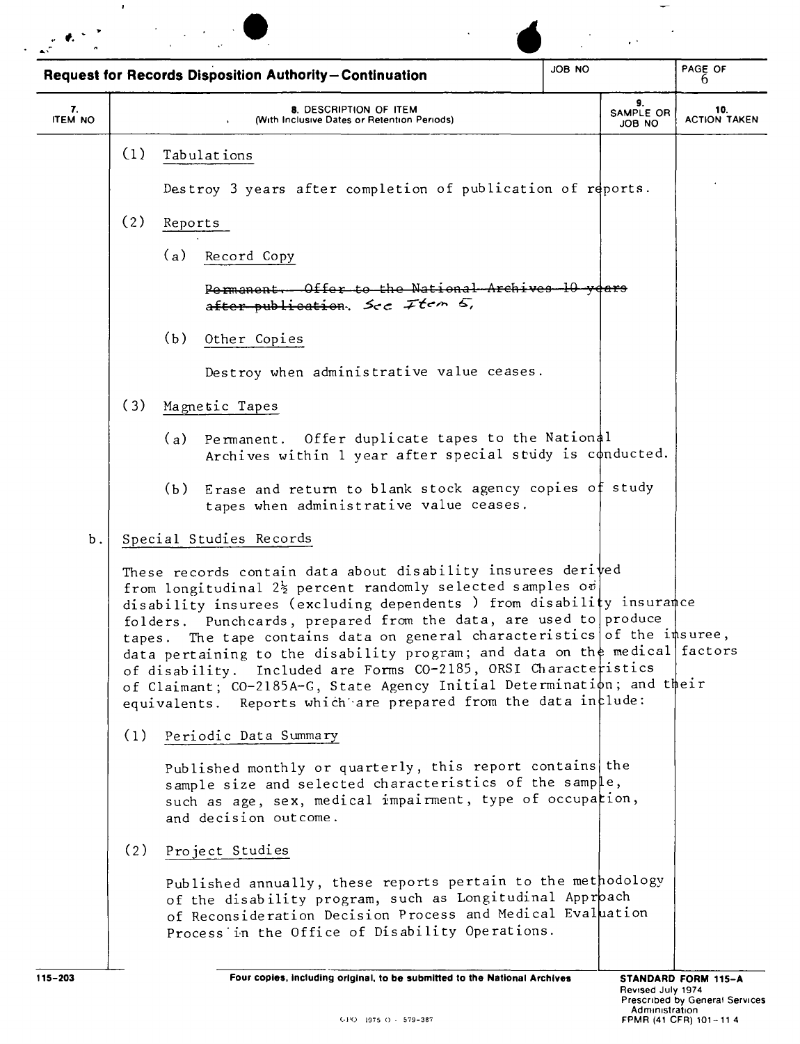**Request for Records Disposition Authority—Continuation**

| 7. ITEM NO | 8. DESCRIPTION OF ITEM (With Inclusive Dates or Retention Periods) | 9. SAMPLE OR JOB NO | 10. ACTION TAKEN |
|---|---|---|---|

(1) Tabulations

Destroy 3 years after completion of publication of reports.

(2) Reports

(a) Record Copy

~~Permanent. Offer to the National Archives 10 years after publication~~. *See Item 5,*

(b) Other Copies

Destroy when administrative value ceases.

(3) Magnetic Tapes

(a) Permanent. Offer duplicate tapes to the National Archives within 1 year after special study is conducted.

(b) Erase and return to blank stock agency copies of study tapes when administrative value ceases.

b. Special Studies Records

These records contain data about disability insurees derived from longitudinal 2½ percent randomly selected samples of disability insurees (excluding dependents ) from disability insurance folders. Punchcards, prepared from the data, are used to produce tapes. The tape contains data on general characteristics of the insuree, data pertaining to the disability program; and data on the medical factors of disability. Included are Forms CO-2185, ORSI Characteristics of Claimant; CO-2185A-G, State Agency Initial Determination; and their equivalents. Reports which are prepared from the data include:

(1) Periodic Data Summary

Published monthly or quarterly, this report contains the sample size and selected characteristics of the sample, such as age, sex, medical impairment, type of occupation, and decision outcome.

(2) Project Studies

Published annually, these reports pertain to the methodology of the disability program, such as Longitudinal Approach of Reconsideration Decision Process and Medical Evaluation Process in the Office of Disability Operations.

115-203 — Four copies, including original, to be submitted to the National Archives — STANDARD FORM 115-A, Revised July 1974, Prescribed by General Services Administration, FPMR (41 CFR) 101-11.4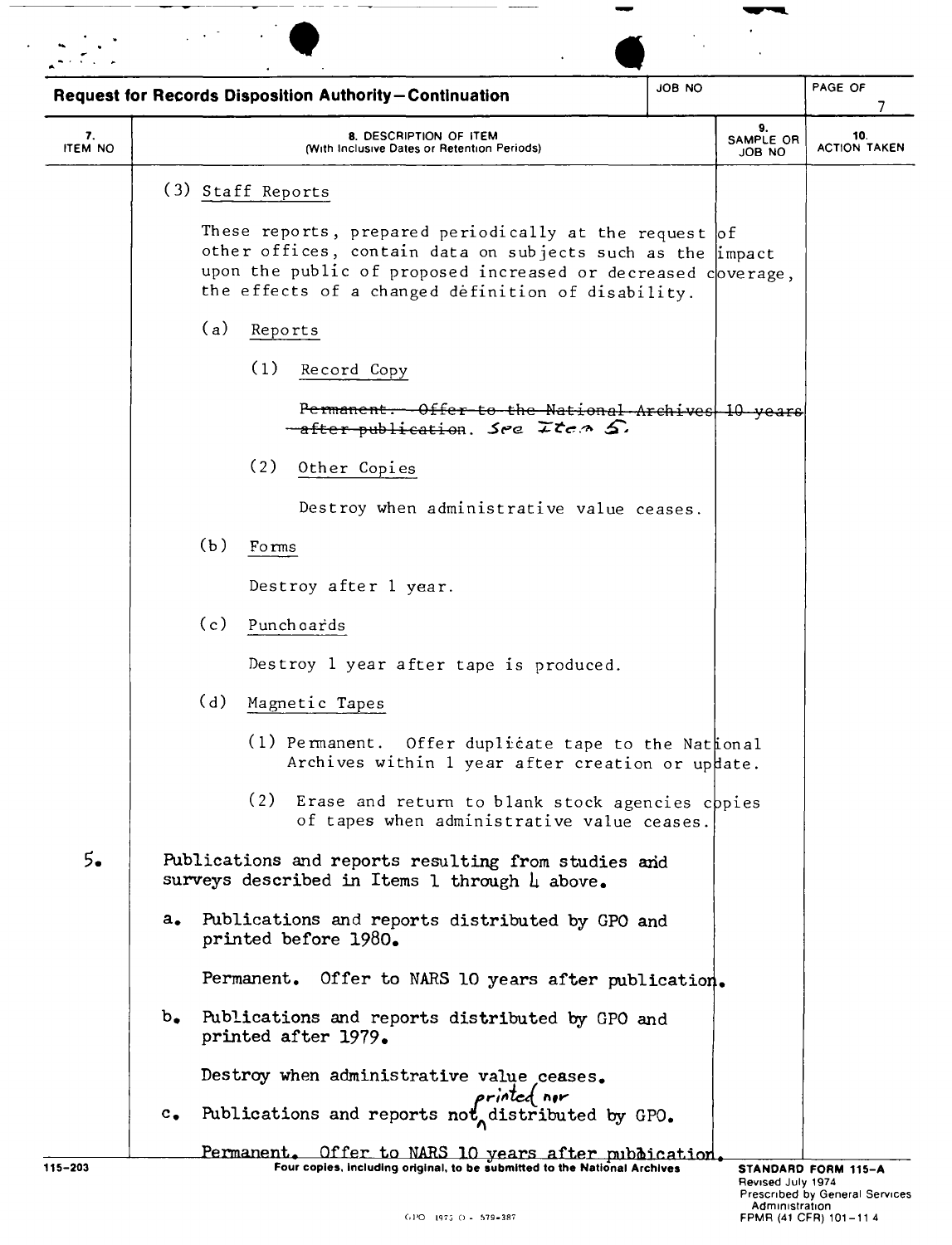**Request for Records Disposition Authority—Continuation**

| 7. ITEM NO | 8. DESCRIPTION OF ITEM (With Inclusive Dates or Retention Periods) | 9. SAMPLE OR JOB NO | 10. ACTION TAKEN |
|---|---|---|---|
| | (3) Staff Reports | | |
| | These reports, prepared periodically at the request of other offices, contain data on subjects such as the impact upon the public of proposed increased or decreased coverage, the effects of a changed definition of disability. | | |
| | (a) Reports | | |
| | (1) Record Copy | | |
| | ~~Permanent. Offer to the National Archives 10 years after publication~~. *See Item 5.* | | |
| | (2) Other Copies | | |
| | Destroy when administrative value ceases. | | |
| | (b) Forms | | |
| | Destroy after 1 year. | | |
| | (c) Punchcards | | |
| | Destroy 1 year after tape is produced. | | |
| | (d) Magnetic Tapes | | |
| | (1) Permanent. Offer duplicate tape to the National Archives within 1 year after creation or update. | | |
| | (2) Erase and return to blank stock agencies copies of tapes when administrative value ceases. | | |
| 5. | Publications and reports resulting from studies and surveys described in Items 1 through 4 above. | | |
| | a. Publications and reports distributed by GPO and printed before 1980. | | |
| | Permanent. Offer to NARS 10 years after publication. | | |
| | b. Publications and reports distributed by GPO and printed after 1979. | | |
| | Destroy when administrative value ceases. | | |
| | c. Publications and reports not *printed nor* distributed by GPO. | | |
| | Permanent. Offer to NARS 10 years after publication. | | |

115-203 — Four copies, including original, to be submitted to the National Archives — STANDARD FORM 115-A, Revised July 1974, Prescribed by General Services Administration, FPMR (41 CFR) 101-11.4